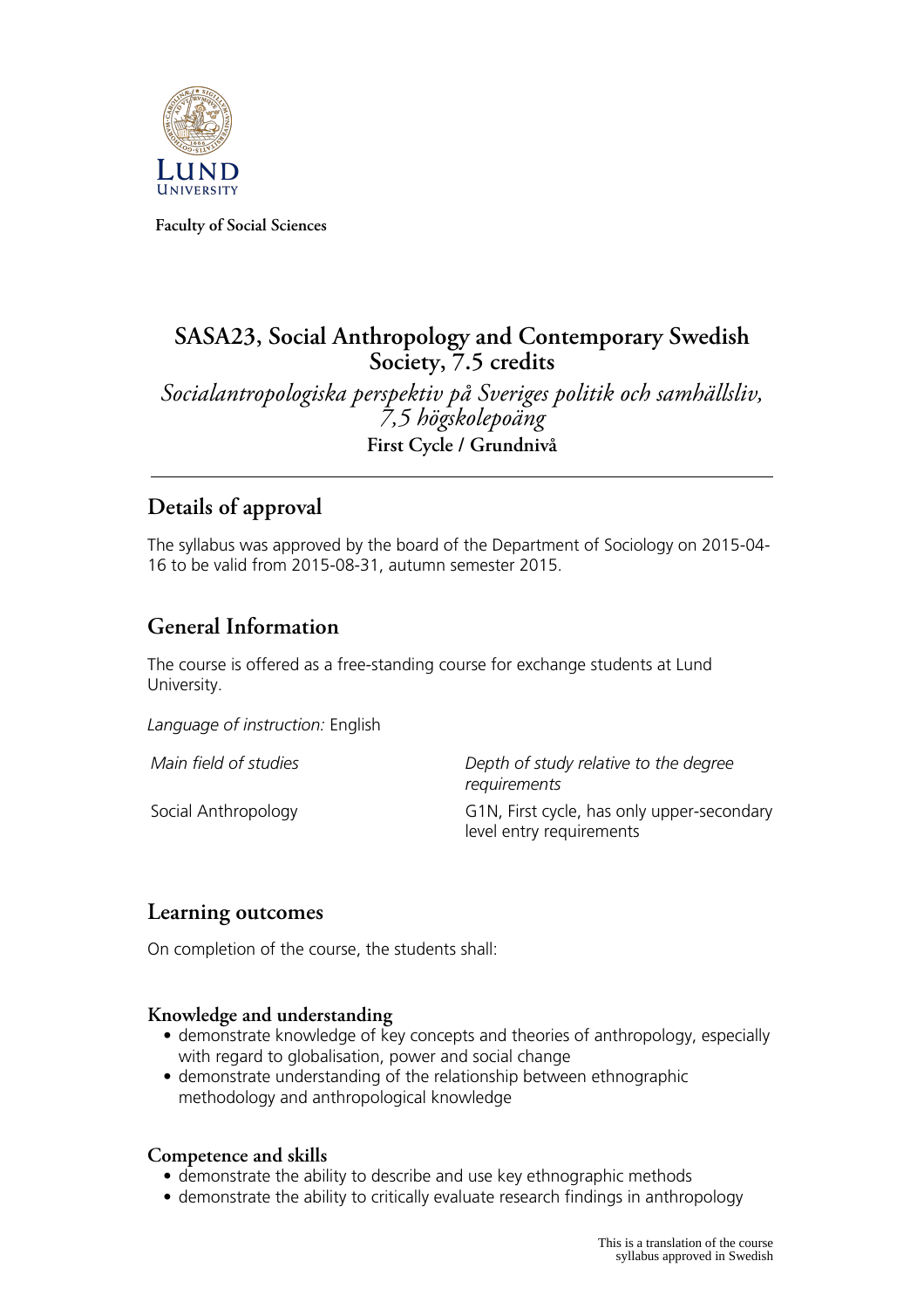Faculty of Social Sciences

# SASA23, Social Anthropology and Contemporary Swedish Society, 7.5 credits

*Socialantropologiska perspektiv på Sveriges politik och samhällsliv, 7,5 högskolepoäng*

**First Cycle / Grundnivå**

## Details of approval

The syllabus was approved by the board of the Department of Sociology on 2015-04-16 to be valid from 2015-08-31, autumn semester 2015.

## General Information

The course is offered as a free-standing course for exchange students at Lund University.

*Language of instruction:* English

| *Main field of studies* | *Depth of study relative to the degree requirements* |
|---|---|
| Social Anthropology | G1N, First cycle, has only upper-secondary level entry requirements |

## Learning outcomes

On completion of the course, the students shall:

### Knowledge and understanding

- demonstrate knowledge of key concepts and theories of anthropology, especially with regard to globalisation, power and social change
- demonstrate understanding of the relationship between ethnographic methodology and anthropological knowledge

### Competence and skills

- demonstrate the ability to describe and use key ethnographic methods
- demonstrate the ability to critically evaluate research findings in anthropology

This is a translation of the course syllabus approved in Swedish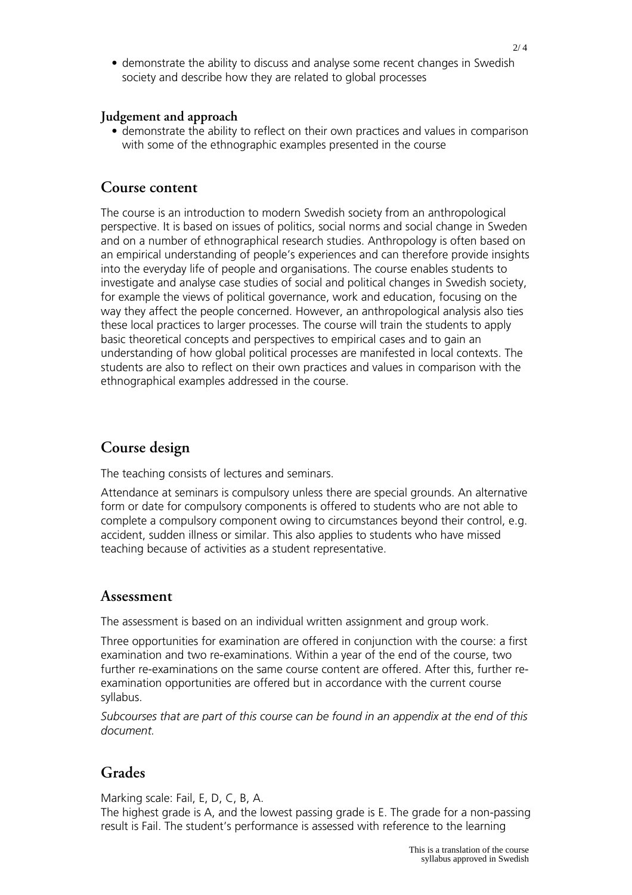- demonstrate the ability to discuss and analyse some recent changes in Swedish society and describe how they are related to global processes

### Judgement and approach

- demonstrate the ability to reflect on their own practices and values in comparison with some of the ethnographic examples presented in the course

## Course content

The course is an introduction to modern Swedish society from an anthropological perspective. It is based on issues of politics, social norms and social change in Sweden and on a number of ethnographical research studies. Anthropology is often based on an empirical understanding of people's experiences and can therefore provide insights into the everyday life of people and organisations. The course enables students to investigate and analyse case studies of social and political changes in Swedish society, for example the views of political governance, work and education, focusing on the way they affect the people concerned. However, an anthropological analysis also ties these local practices to larger processes. The course will train the students to apply basic theoretical concepts and perspectives to empirical cases and to gain an understanding of how global political processes are manifested in local contexts. The students are also to reflect on their own practices and values in comparison with the ethnographical examples addressed in the course.

## Course design

The teaching consists of lectures and seminars.

Attendance at seminars is compulsory unless there are special grounds. An alternative form or date for compulsory components is offered to students who are not able to complete a compulsory component owing to circumstances beyond their control, e.g. accident, sudden illness or similar. This also applies to students who have missed teaching because of activities as a student representative.

## Assessment

The assessment is based on an individual written assignment and group work.

Three opportunities for examination are offered in conjunction with the course: a first examination and two re-examinations. Within a year of the end of the course, two further re-examinations on the same course content are offered. After this, further re-examination opportunities are offered but in accordance with the current course syllabus.

*Subcourses that are part of this course can be found in an appendix at the end of this document.*

## Grades

Marking scale: Fail, E, D, C, B, A.
The highest grade is A, and the lowest passing grade is E. The grade for a non-passing result is Fail. The student's performance is assessed with reference to the learning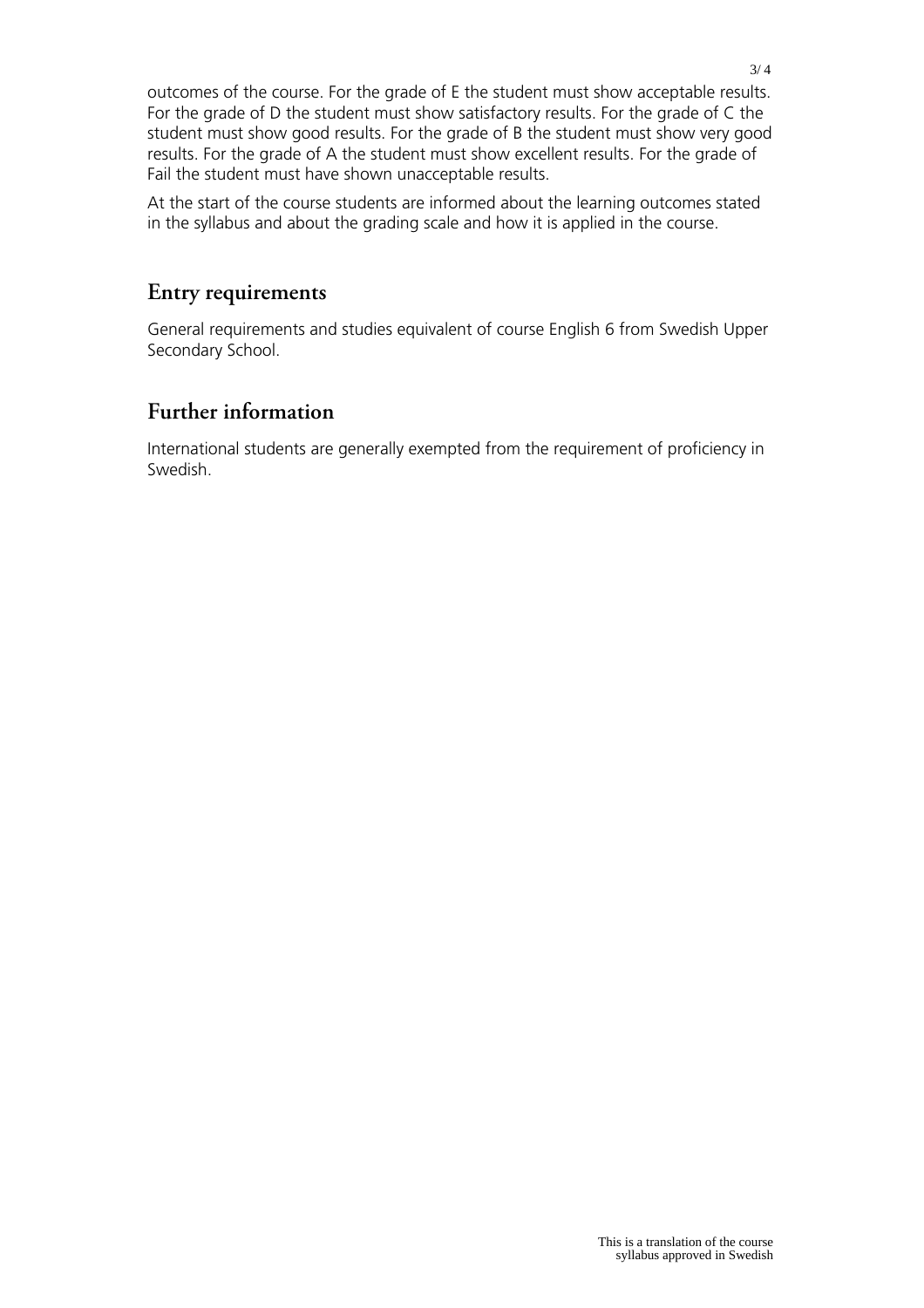outcomes of the course. For the grade of E the student must show acceptable results. For the grade of D the student must show satisfactory results. For the grade of C the student must show good results. For the grade of B the student must show very good results. For the grade of A the student must show excellent results. For the grade of Fail the student must have shown unacceptable results.

At the start of the course students are informed about the learning outcomes stated in the syllabus and about the grading scale and how it is applied in the course.

## Entry requirements

General requirements and studies equivalent of course English 6 from Swedish Upper Secondary School.

## Further information

International students are generally exempted from the requirement of proficiency in Swedish.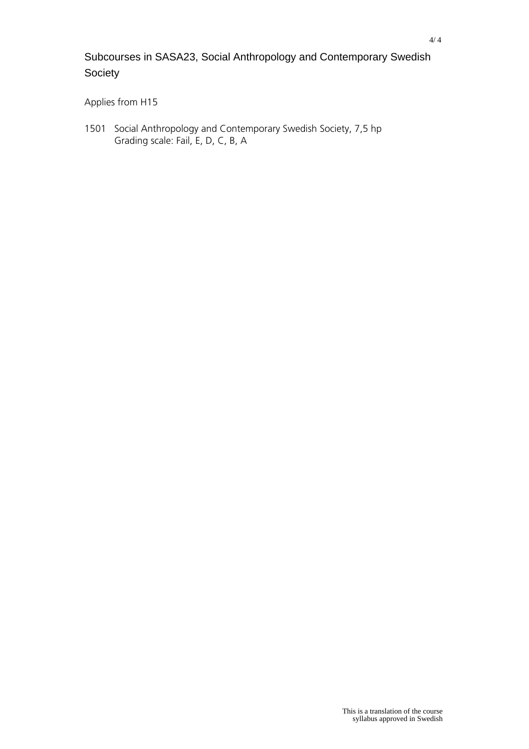## Subcourses in SASA23, Social Anthropology and Contemporary Swedish Society

Applies from H15

1501 Social Anthropology and Contemporary Swedish Society, 7,5 hp
Grading scale: Fail, E, D, C, B, A

This is a translation of the course syllabus approved in Swedish